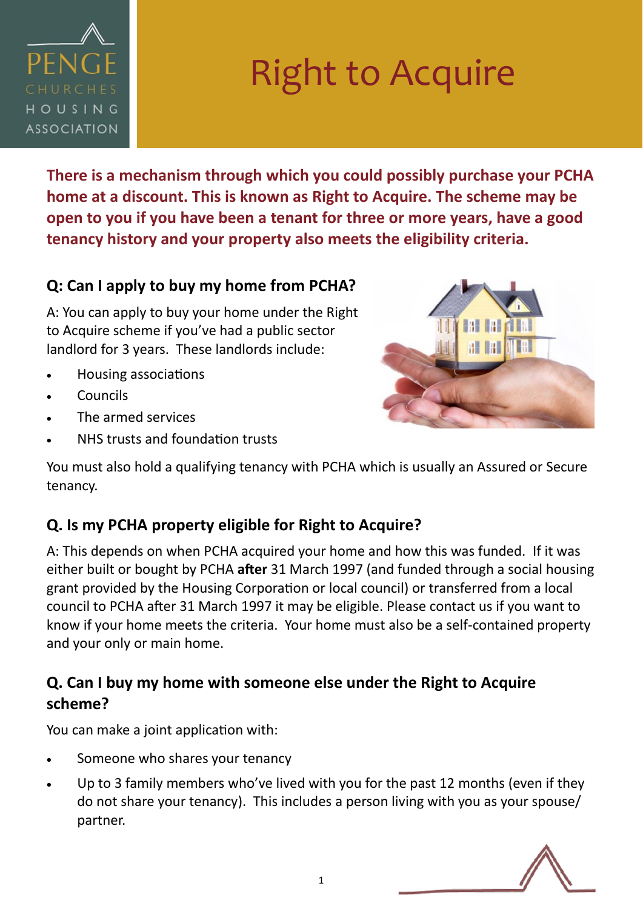PENGE CHURCHES HOUSING ASSOCIATION

# Right to Acquire

**There is a mechanism through which you could possibly purchase your PCHA home at a discount. This is known as Right to Acquire. The scheme may be open to you if you have been a tenant for three or more years, have a good tenancy history and your property also meets the eligibility criteria.**

## Q: Can I apply to buy my home from PCHA?

A: You can apply to buy your home under the Right to Acquire scheme if you've had a public sector landlord for 3 years. These landlords include:

- Housing associations
- Councils
- The armed services
- NHS trusts and foundation trusts

You must also hold a qualifying tenancy with PCHA which is usually an Assured or Secure tenancy.

## Q. Is my PCHA property eligible for Right to Acquire?

A: This depends on when PCHA acquired your home and how this was funded. If it was either built or bought by PCHA **after** 31 March 1997 (and funded through a social housing grant provided by the Housing Corporation or local council) or transferred from a local council to PCHA after 31 March 1997 it may be eligible. Please contact us if you want to know if your home meets the criteria. Your home must also be a self-contained property and your only or main home.

## Q. Can I buy my home with someone else under the Right to Acquire scheme?

You can make a joint application with:

- Someone who shares your tenancy
- Up to 3 family members who've lived with you for the past 12 months (even if they do not share your tenancy). This includes a person living with you as your spouse/partner.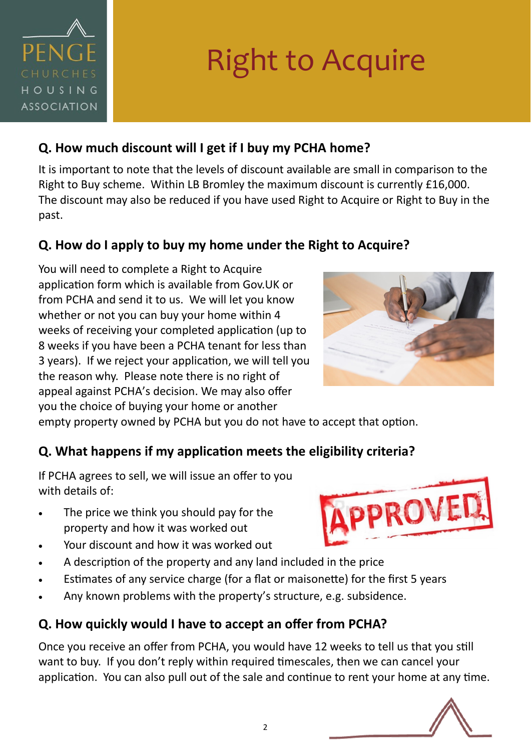# Right to Acquire

## Q. How much discount will I get if I buy my PCHA home?

It is important to note that the levels of discount available are small in comparison to the Right to Buy scheme. Within LB Bromley the maximum discount is currently £16,000. The discount may also be reduced if you have used Right to Acquire or Right to Buy in the past.

## Q. How do I apply to buy my home under the Right to Acquire?

You will need to complete a Right to Acquire application form which is available from Gov.UK or from PCHA and send it to us. We will let you know whether or not you can buy your home within 4 weeks of receiving your completed application (up to 8 weeks if you have been a PCHA tenant for less than 3 years). If we reject your application, we will tell you the reason why. Please note there is no right of appeal against PCHA's decision. We may also offer you the choice of buying your home or another empty property owned by PCHA but you do not have to accept that option.

## Q. What happens if my application meets the eligibility criteria?

If PCHA agrees to sell, we will issue an offer to you with details of:

- The price we think you should pay for the property and how it was worked out
- Your discount and how it was worked out
- A description of the property and any land included in the price
- Estimates of any service charge (for a flat or maisonette) for the first 5 years
- Any known problems with the property's structure, e.g. subsidence.

## Q. How quickly would I have to accept an offer from PCHA?

Once you receive an offer from PCHA, you would have 12 weeks to tell us that you still want to buy. If you don't reply within required timescales, then we can cancel your application. You can also pull out of the sale and continue to rent your home at any time.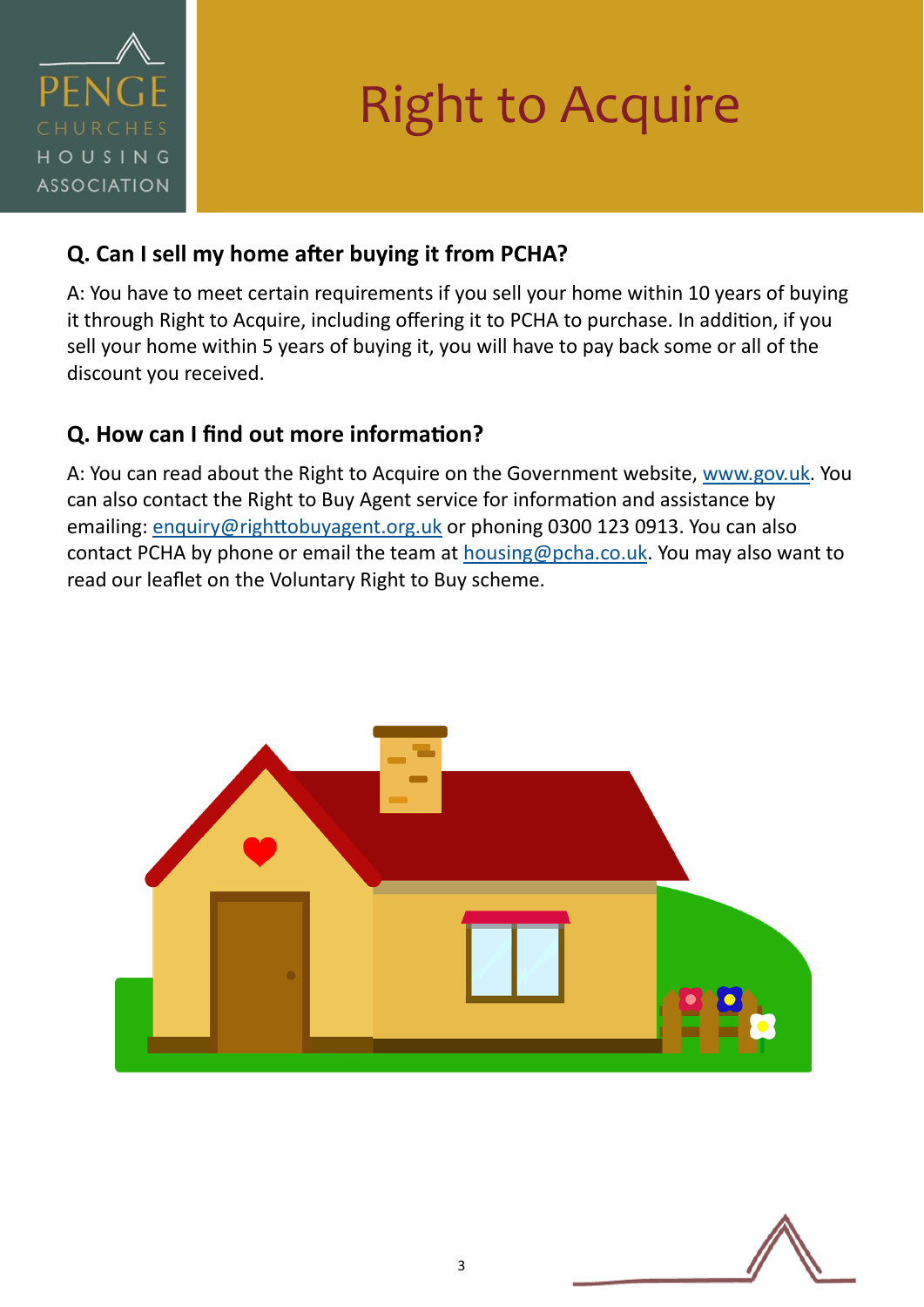# Right to Acquire

### Q. Can I sell my home after buying it from PCHA?

A: You have to meet certain requirements if you sell your home within 10 years of buying it through Right to Acquire, including offering it to PCHA to purchase. In addition, if you sell your home within 5 years of buying it, you will have to pay back some or all of the discount you received.

### Q. How can I find out more information?

A: You can read about the Right to Acquire on the Government website, www.gov.uk. You can also contact the Right to Buy Agent service for information and assistance by emailing: enquiry@righttobuyagent.org.uk or phoning 0300 123 0913. You can also contact PCHA by phone or email the team at housing@pcha.co.uk. You may also want to read our leaflet on the Voluntary Right to Buy scheme.